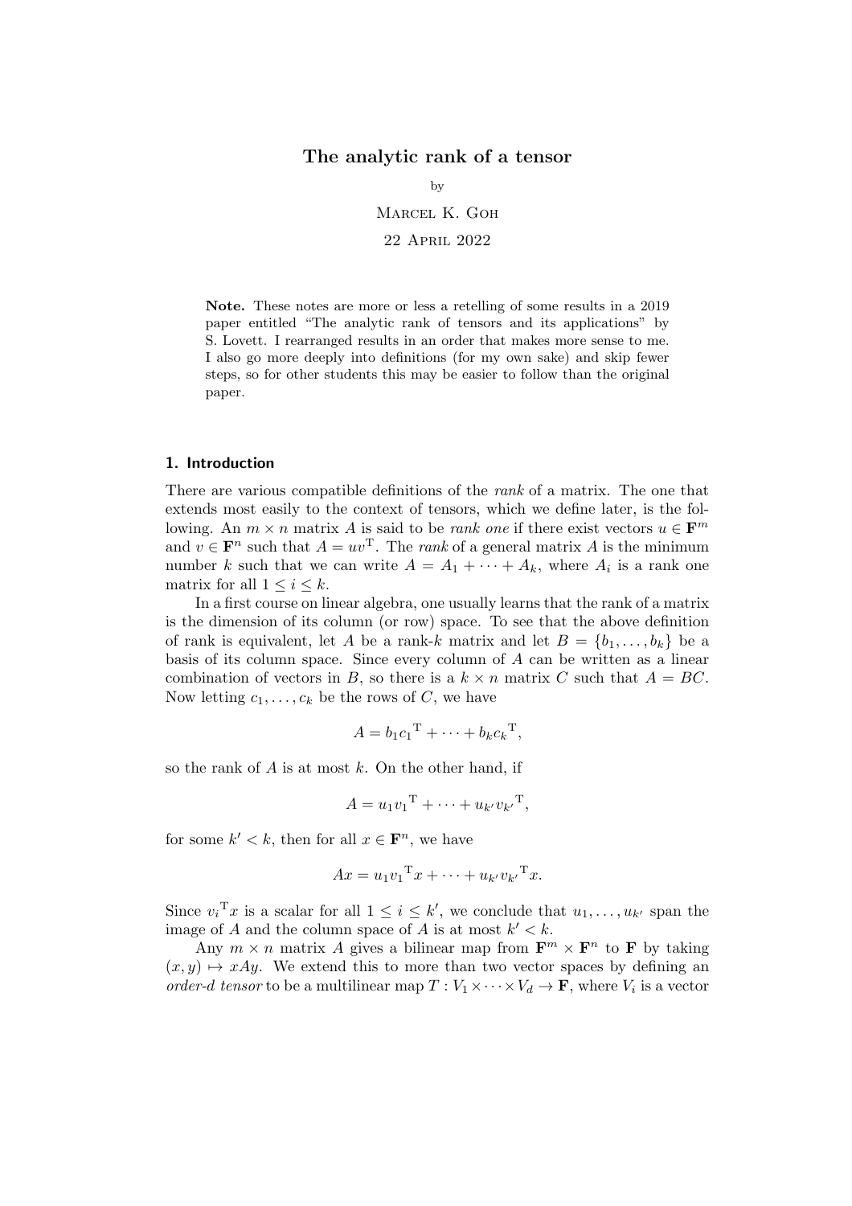# The analytic rank of a tensor

by

Marcel K. Goh

22 April 2022

**Note.** These notes are more or less a retelling of some results in a 2019 paper entitled "The analytic rank of tensors and its applications" by S. Lovett. I rearranged results in an order that makes more sense to me. I also go more deeply into definitions (for my own sake) and skip fewer steps, so for other students this may be easier to follow than the original paper.

## 1. Introduction

There are various compatible definitions of the *rank* of a matrix. The one that extends most easily to the context of tensors, which we define later, is the following. An $m \times n$ matrix $A$ is said to be *rank one* if there exist vectors $u \in \mathbf{F}^m$ and $v \in \mathbf{F}^n$ such that $A = uv^{\mathrm{T}}$. The *rank* of a general matrix $A$ is the minimum number $k$ such that we can write $A = A_1 + \cdots + A_k$, where $A_i$ is a rank one matrix for all $1 \le i \le k$.

In a first course on linear algebra, one usually learns that the rank of a matrix is the dimension of its column (or row) space. To see that the above definition of rank is equivalent, let $A$ be a rank-$k$ matrix and let $B = \{b_1, \ldots, b_k\}$ be a basis of its column space. Since every column of $A$ can be written as a linear combination of vectors in $B$, so there is a $k \times n$ matrix $C$ such that $A = BC$. Now letting $c_1, \ldots, c_k$ be the rows of $C$, we have

$$A = b_1 {c_1}^{\mathrm{T}} + \cdots + b_k {c_k}^{\mathrm{T}},$$

so the rank of $A$ is at most $k$. On the other hand, if

$$A = u_1 {v_1}^{\mathrm{T}} + \cdots + u_{k'} {v_{k'}}^{\mathrm{T}},$$

for some $k' < k$, then for all $x \in \mathbf{F}^n$, we have

$$Ax = u_1 {v_1}^{\mathrm{T}} x + \cdots + u_{k'} {v_{k'}}^{\mathrm{T}} x.$$

Since ${v_i}^{\mathrm{T}} x$ is a scalar for all $1 \le i \le k'$, we conclude that $u_1, \ldots, u_{k'}$ span the image of $A$ and the column space of $A$ is at most $k' < k$.

Any $m \times n$ matrix $A$ gives a bilinear map from $\mathbf{F}^m \times \mathbf{F}^n$ to $\mathbf{F}$ by taking $(x, y) \mapsto xAy$. We extend this to more than two vector spaces by defining an *order-$d$ tensor* to be a multilinear map $T : V_1 \times \cdots \times V_d \to \mathbf{F}$, where $V_i$ is a vector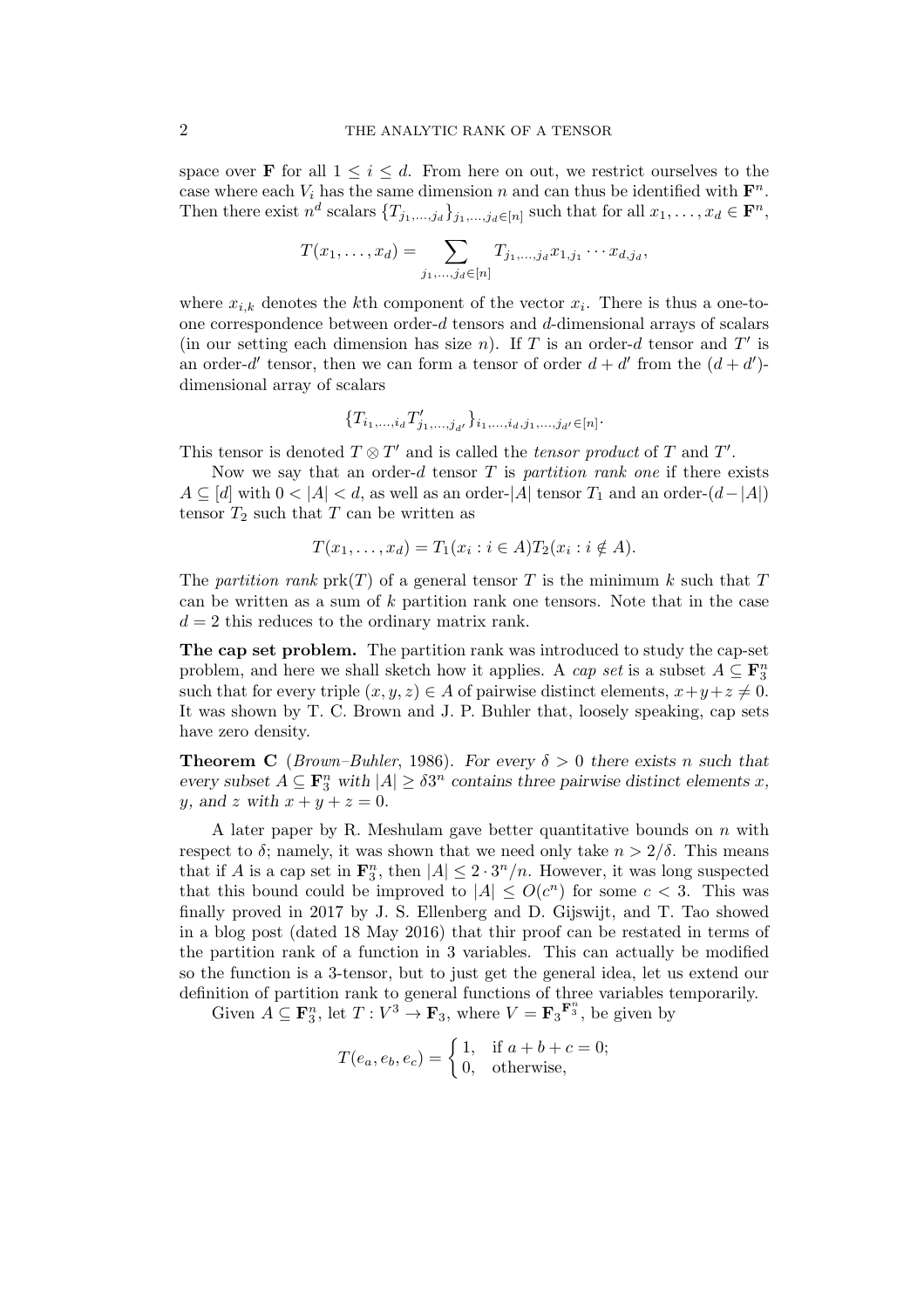space over $\mathbf{F}$ for all $1 \le i \le d$. From here on out, we restrict ourselves to the case where each $V_i$ has the same dimension $n$ and can thus be identified with $\mathbf{F}^n$. Then there exist $n^d$ scalars $\{T_{j_1,\ldots,j_d}\}_{j_1,\ldots,j_d \in [n]}$ such that for all $x_1, \ldots, x_d \in \mathbf{F}^n$,

$$T(x_1, \ldots, x_d) = \sum_{j_1,\ldots,j_d \in [n]} T_{j_1,\ldots,j_d} x_{1,j_1} \cdots x_{d,j_d},$$

where $x_{i,k}$ denotes the $k$th component of the vector $x_i$. There is thus a one-to-one correspondence between order-$d$ tensors and $d$-dimensional arrays of scalars (in our setting each dimension has size $n$). If $T$ is an order-$d$ tensor and $T'$ is an order-$d'$ tensor, then we can form a tensor of order $d + d'$ from the $(d + d')$-dimensional array of scalars

$$\{T_{i_1,\ldots,i_d} T'_{j_1,\ldots,j_{d'}}\}_{i_1,\ldots,i_d,j_1,\ldots,j_{d'} \in [n]}.$$

This tensor is denoted $T \otimes T'$ and is called the *tensor product* of $T$ and $T'$.

Now we say that an order-$d$ tensor $T$ is *partition rank one* if there exists $A \subseteq [d]$ with $0 < |A| < d$, as well as an order-$|A|$ tensor $T_1$ and an order-$(d-|A|)$ tensor $T_2$ such that $T$ can be written as

$$T(x_1, \ldots, x_d) = T_1(x_i : i \in A) T_2(x_i : i \notin A).$$

The *partition rank* $\operatorname{prk}(T)$ of a general tensor $T$ is the minimum $k$ such that $T$ can be written as a sum of $k$ partition rank one tensors. Note that in the case $d = 2$ this reduces to the ordinary matrix rank.

**The cap set problem.** The partition rank was introduced to study the cap-set problem, and here we shall sketch how it applies. A *cap set* is a subset $A \subseteq \mathbf{F}_3^n$ such that for every triple $(x, y, z) \in A$ of pairwise distinct elements, $x+y+z \neq 0$. It was shown by T. C. Brown and J. P. Buhler that, loosely speaking, cap sets have zero density.

**Theorem C** (*Brown–Buhler*, 1986). *For every $\delta > 0$ there exists $n$ such that every subset $A \subseteq \mathbf{F}_3^n$ with $|A| \ge \delta 3^n$ contains three pairwise distinct elements $x$, $y$, and $z$ with $x + y + z = 0$.*

A later paper by R. Meshulam gave better quantitative bounds on $n$ with respect to $\delta$; namely, it was shown that we need only take $n > 2/\delta$. This means that if $A$ is a cap set in $\mathbf{F}_3^n$, then $|A| \le 2 \cdot 3^n/n$. However, it was long suspected that this bound could be improved to $|A| \le O(c^n)$ for some $c < 3$. This was finally proved in 2017 by J. S. Ellenberg and D. Gijswijt, and T. Tao showed in a blog post (dated 18 May 2016) that thir proof can be restated in terms of the partition rank of a function in 3 variables. This can actually be modified so the function is a 3-tensor, but to just get the general idea, let us extend our definition of partition rank to general functions of three variables temporarily.

Given $A \subseteq \mathbf{F}_3^n$, let $T : V^3 \to \mathbf{F}_3$, where $V = {\mathbf{F}_3}^{\mathbf{F}_3^n}$, be given by

$$T(e_a, e_b, e_c) = \begin{cases} 1, & \text{if } a + b + c = 0; \\ 0, & \text{otherwise,} \end{cases}$$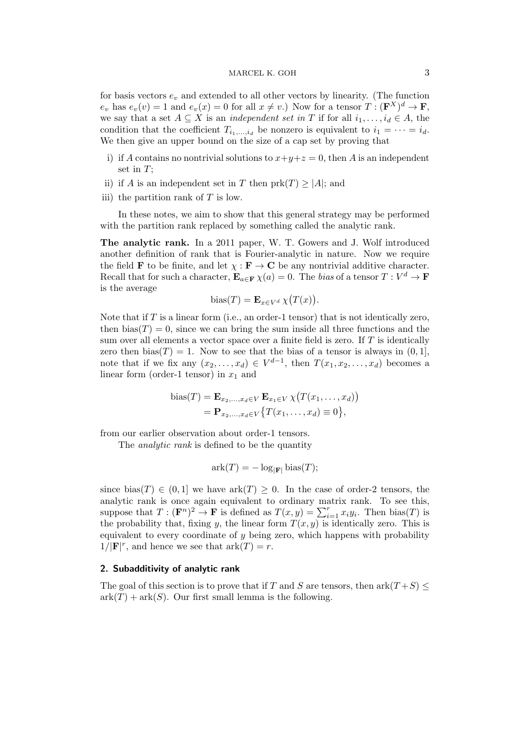for basis vectors $e_v$ and extended to all other vectors by linearity. (The function $e_v$ has $e_v(v) = 1$ and $e_v(x) = 0$ for all $x \neq v$.) Now for a tensor $T : (\mathbf{F}^X)^d \to \mathbf{F}$, we say that a set $A \subseteq X$ is an *independent set in* $T$ if for all $i_1, \ldots, i_d \in A$, the condition that the coefficient $T_{i_1,\ldots,i_d}$ be nonzero is equivalent to $i_1 = \cdots = i_d$. We then give an upper bound on the size of a cap set by proving that

i) if $A$ contains no nontrivial solutions to $x+y+z = 0$, then $A$ is an independent set in $T$;

ii) if $A$ is an independent set in $T$ then $\operatorname{prk}(T) \geq |A|$; and

iii) the partition rank of $T$ is low.

In these notes, we aim to show that this general strategy may be performed with the partition rank replaced by something called the analytic rank.

**The analytic rank.** In a 2011 paper, W. T. Gowers and J. Wolf introduced another definition of rank that is Fourier-analytic in nature. Now we require the field $\mathbf{F}$ to be finite, and let $\chi : \mathbf{F} \to \mathbf{C}$ be any nontrivial additive character. Recall that for such a character, $\mathbf{E}_{a \in \mathbf{F}}\, \chi(a) = 0$. The *bias* of a tensor $T : V^d \to \mathbf{F}$ is the average

$$\operatorname{bias}(T) = \mathbf{E}_{x \in V^d}\, \chi\big(T(x)\big).$$

Note that if $T$ is a linear form (i.e., an order-1 tensor) that is not identically zero, then $\operatorname{bias}(T) = 0$, since we can bring the sum inside all three functions and the sum over all elements a vector space over a finite field is zero. If $T$ is identically zero then $\operatorname{bias}(T) = 1$. Now to see that the bias of a tensor is always in $(0, 1]$, note that if we fix any $(x_2, \ldots, x_d) \in V^{d-1}$, then $T(x_1, x_2, \ldots, x_d)$ becomes a linear form (order-1 tensor) in $x_1$ and

$$\begin{aligned}
\operatorname{bias}(T) &= \mathbf{E}_{x_2,\ldots,x_d \in V}\, \mathbf{E}_{x_1 \in V}\, \chi\big(T(x_1, \ldots, x_d)\big) \\
&= \mathbf{P}_{x_2,\ldots,x_d \in V}\big\{T(x_1, \ldots, x_d) \equiv 0\big\},
\end{aligned}$$

from our earlier observation about order-1 tensors.

The *analytic rank* is defined to be the quantity

$$\operatorname{ark}(T) = -\log_{|\mathbf{F}|} \operatorname{bias}(T);$$

since $\operatorname{bias}(T) \in (0, 1]$ we have $\operatorname{ark}(T) \geq 0$. In the case of order-2 tensors, the analytic rank is once again equivalent to ordinary matrix rank. To see this, suppose that $T : (\mathbf{F}^n)^2 \to \mathbf{F}$ is defined as $T(x, y) = \sum_{i=1}^r x_i y_i$. Then $\operatorname{bias}(T)$ is the probability that, fixing $y$, the linear form $T(x, y)$ is identically zero. This is equivalent to every coordinate of $y$ being zero, which happens with probability $1/|\mathbf{F}|^r$, and hence we see that $\operatorname{ark}(T) = r$.

## 2. Subadditivity of analytic rank

The goal of this section is to prove that if $T$ and $S$ are tensors, then $\operatorname{ark}(T+S) \leq \operatorname{ark}(T) + \operatorname{ark}(S)$. Our first small lemma is the following.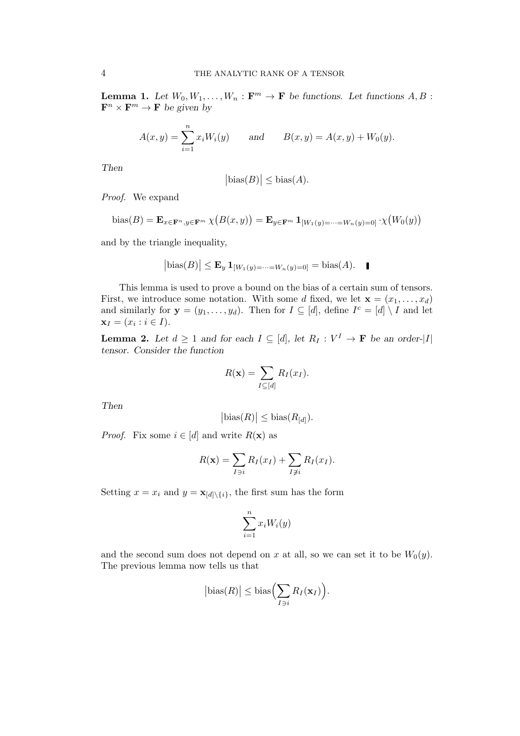**Lemma 1.** *Let $W_0, W_1, \ldots, W_n : \mathbf{F}^m \to \mathbf{F}$ be functions. Let functions $A, B : \mathbf{F}^n \times \mathbf{F}^m \to \mathbf{F}$ be given by*

$$A(x,y) = \sum_{i=1}^{n} x_i W_i(y) \qquad \text{and} \qquad B(x,y) = A(x,y) + W_0(y).$$

*Then*

$$\left|\operatorname{bias}(B)\right| \leq \operatorname{bias}(A).$$

*Proof.* We expand

$$\operatorname{bias}(B) = \mathbf{E}_{x \in \mathbf{F}^n, y \in \mathbf{F}^m}\, \chi\big(B(x,y)\big) = \mathbf{E}_{y \in \mathbf{F}^m}\, \mathbf{1}_{[W_1(y) = \cdots = W_n(y) = 0]} \cdot \chi\big(W_0(y)\big)$$

and by the triangle inequality,

$$\left|\operatorname{bias}(B)\right| \leq \mathbf{E}_y\, \mathbf{1}_{[W_1(y) = \cdots = W_n(y) = 0]} = \operatorname{bias}(A). \quad \blacksquare$$

This lemma is used to prove a bound on the bias of a certain sum of tensors. First, we introduce some notation. With some $d$ fixed, we let $\mathbf{x} = (x_1, \ldots, x_d)$ and similarly for $\mathbf{y} = (y_1, \ldots, y_d)$. Then for $I \subseteq [d]$, define $I^c = [d] \setminus I$ and let $\mathbf{x}_I = (x_i : i \in I)$.

**Lemma 2.** *Let $d \geq 1$ and for each $I \subseteq [d]$, let $R_I : V^I \to \mathbf{F}$ be an order-$|I|$ tensor. Consider the function*

$$R(\mathbf{x}) = \sum_{I \subseteq [d]} R_I(x_I).$$

*Then*

$$\left|\operatorname{bias}(R)\right| \leq \operatorname{bias}(R_{[d]}).$$

*Proof.* Fix some $i \in [d]$ and write $R(\mathbf{x})$ as

$$R(\mathbf{x}) = \sum_{I \ni i} R_I(x_I) + \sum_{I \not\ni i} R_I(x_I).$$

Setting $x = x_i$ and $y = \mathbf{x}_{[d] \setminus \{i\}}$, the first sum has the form

$$\sum_{i=1}^{n} x_i W_i(y)$$

and the second sum does not depend on $x$ at all, so we can set it to be $W_0(y)$. The previous lemma now tells us that

$$\left|\operatorname{bias}(R)\right| \leq \operatorname{bias}\Big(\sum_{I \ni i} R_I(\mathbf{x}_I)\Big).$$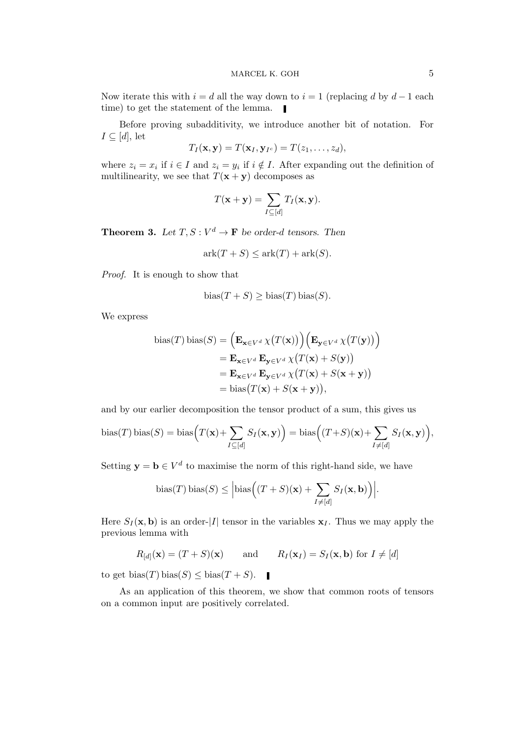Now iterate this with $i = d$ all the way down to $i = 1$ (replacing $d$ by $d - 1$ each time) to get the statement of the lemma. ∎

Before proving subadditivity, we introduce another bit of notation. For $I \subseteq [d]$, let

$$T_I(\mathbf{x}, \mathbf{y}) = T(\mathbf{x}_I, \mathbf{y}_{I^c}) = T(z_1, \ldots, z_d),$$

where $z_i = x_i$ if $i \in I$ and $z_i = y_i$ if $i \notin I$. After expanding out the definition of multilinearity, we see that $T(\mathbf{x} + \mathbf{y})$ decomposes as

$$T(\mathbf{x} + \mathbf{y}) = \sum_{I \subseteq [d]} T_I(\mathbf{x}, \mathbf{y}).$$

**Theorem 3.** *Let $T, S : V^d \to \mathbf{F}$ be order-$d$ tensors. Then*

$$\operatorname{ark}(T + S) \le \operatorname{ark}(T) + \operatorname{ark}(S).$$

*Proof.* It is enough to show that

$$\operatorname{bias}(T + S) \ge \operatorname{bias}(T) \operatorname{bias}(S).$$

We express

$$\begin{aligned}
\operatorname{bias}(T) \operatorname{bias}(S) &= \Big(\mathbf{E}_{\mathbf{x} \in V^d}\, \chi\big(T(\mathbf{x})\big)\Big)\Big(\mathbf{E}_{\mathbf{y} \in V^d}\, \chi\big(T(\mathbf{y})\big)\Big) \\
&= \mathbf{E}_{\mathbf{x} \in V^d}\, \mathbf{E}_{\mathbf{y} \in V^d}\, \chi\big(T(\mathbf{x}) + S(\mathbf{y})\big) \\
&= \mathbf{E}_{\mathbf{x} \in V^d}\, \mathbf{E}_{\mathbf{y} \in V^d}\, \chi\big(T(\mathbf{x}) + S(\mathbf{x} + \mathbf{y})\big) \\
&= \operatorname{bias}\big(T(\mathbf{x}) + S(\mathbf{x} + \mathbf{y})\big),
\end{aligned}$$

and by our earlier decomposition the tensor product of a sum, this gives us

$$\operatorname{bias}(T) \operatorname{bias}(S) = \operatorname{bias}\Big(T(\mathbf{x}) + \sum_{I \subseteq [d]} S_I(\mathbf{x}, \mathbf{y})\Big) = \operatorname{bias}\Big((T+S)(\mathbf{x}) + \sum_{I \ne [d]} S_I(\mathbf{x}, \mathbf{y})\Big),$$

Setting $\mathbf{y} = \mathbf{b} \in V^d$ to maximise the norm of this right-hand side, we have

$$\operatorname{bias}(T) \operatorname{bias}(S) \le \Big|\operatorname{bias}\Big((T + S)(\mathbf{x}) + \sum_{I \ne [d]} S_I(\mathbf{x}, \mathbf{b})\Big)\Big|.$$

Here $S_I(\mathbf{x}, \mathbf{b})$ is an order-$|I|$ tensor in the variables $\mathbf{x}_I$. Thus we may apply the previous lemma with

$$R_{[d]}(\mathbf{x}) = (T + S)(\mathbf{x}) \qquad \text{and} \qquad R_I(\mathbf{x}_I) = S_I(\mathbf{x}, \mathbf{b}) \text{ for } I \ne [d]$$

to get $\operatorname{bias}(T) \operatorname{bias}(S) \le \operatorname{bias}(T + S)$. ∎

As an application of this theorem, we show that common roots of tensors on a common input are positively correlated.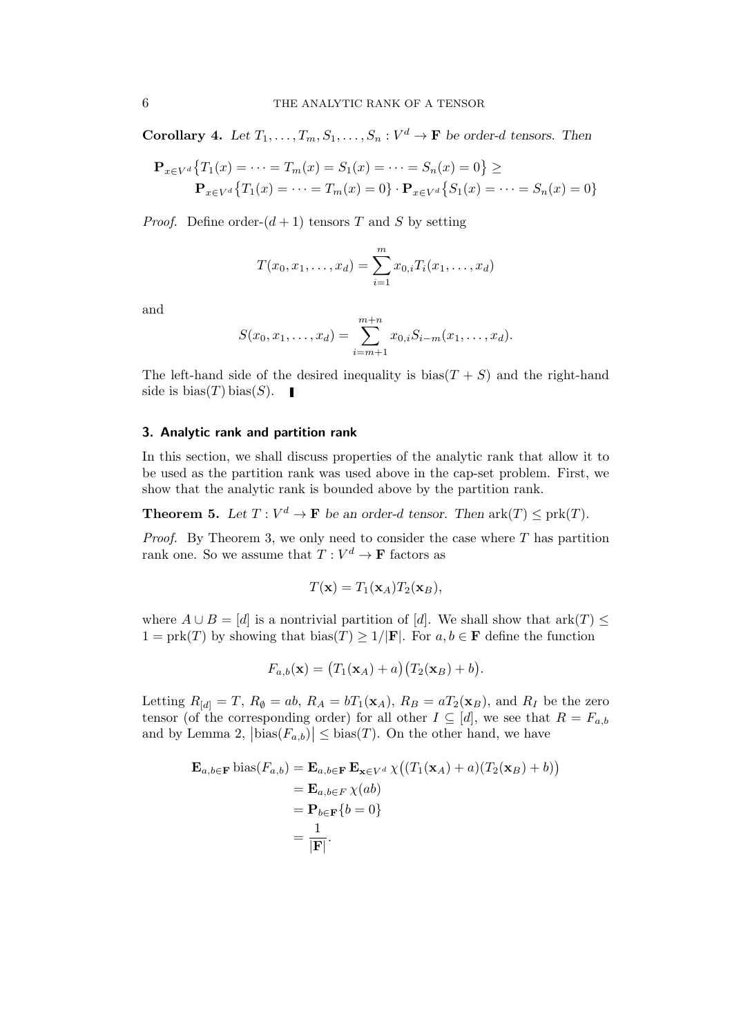**Corollary 4.** *Let $T_1, \dots, T_m, S_1, \dots, S_n : V^d \to \mathbf{F}$ be order-$d$ tensors. Then*

$$\mathbf{P}_{x \in V^d}\big\{T_1(x) = \cdots = T_m(x) = S_1(x) = \cdots = S_n(x) = 0\big\} \geq \mathbf{P}_{x \in V^d}\big\{T_1(x) = \cdots = T_m(x) = 0\big\} \cdot \mathbf{P}_{x \in V^d}\big\{S_1(x) = \cdots = S_n(x) = 0\big\}$$

*Proof.* Define order-$(d+1)$ tensors $T$ and $S$ by setting

$$T(x_0, x_1, \dots, x_d) = \sum_{i=1}^{m} x_{0,i} T_i(x_1, \dots, x_d)$$

and

$$S(x_0, x_1, \dots, x_d) = \sum_{i=m+1}^{m+n} x_{0,i} S_{i-m}(x_1, \dots, x_d).$$

The left-hand side of the desired inequality is $\operatorname{bias}(T + S)$ and the right-hand side is $\operatorname{bias}(T)\operatorname{bias}(S)$. ∎

## 3. Analytic rank and partition rank

In this section, we shall discuss properties of the analytic rank that allow it to be used as the partition rank was used above in the cap-set problem. First, we show that the analytic rank is bounded above by the partition rank.

**Theorem 5.** *Let $T : V^d \to \mathbf{F}$ be an order-$d$ tensor. Then $\operatorname{ark}(T) \leq \operatorname{prk}(T)$.*

*Proof.* By Theorem 3, we only need to consider the case where $T$ has partition rank one. So we assume that $T : V^d \to \mathbf{F}$ factors as

$$T(\mathbf{x}) = T_1(\mathbf{x}_A) T_2(\mathbf{x}_B),$$

where $A \cup B = [d]$ is a nontrivial partition of $[d]$. We shall show that $\operatorname{ark}(T) \leq 1 = \operatorname{prk}(T)$ by showing that $\operatorname{bias}(T) \geq 1/|\mathbf{F}|$. For $a, b \in \mathbf{F}$ define the function

$$F_{a,b}(\mathbf{x}) = \big(T_1(\mathbf{x}_A) + a\big)\big(T_2(\mathbf{x}_B) + b\big).$$

Letting $R_{[d]} = T$, $R_\emptyset = ab$, $R_A = bT_1(\mathbf{x}_A)$, $R_B = aT_2(\mathbf{x}_B)$, and $R_I$ be the zero tensor (of the corresponding order) for all other $I \subseteq [d]$, we see that $R = F_{a,b}$ and by Lemma 2, $\big|\operatorname{bias}(F_{a,b})\big| \leq \operatorname{bias}(T)$. On the other hand, we have

$$\begin{aligned}
\mathbf{E}_{a,b \in \mathbf{F}} \operatorname{bias}(F_{a,b}) &= \mathbf{E}_{a,b \in \mathbf{F}} \mathbf{E}_{\mathbf{x} \in V^d} \chi\big((T_1(\mathbf{x}_A) + a)(T_2(\mathbf{x}_B) + b)\big) \\
&= \mathbf{E}_{a,b \in F} \chi(ab) \\
&= \mathbf{P}_{b \in \mathbf{F}}\{b = 0\} \\
&= \frac{1}{|\mathbf{F}|}.
\end{aligned}$$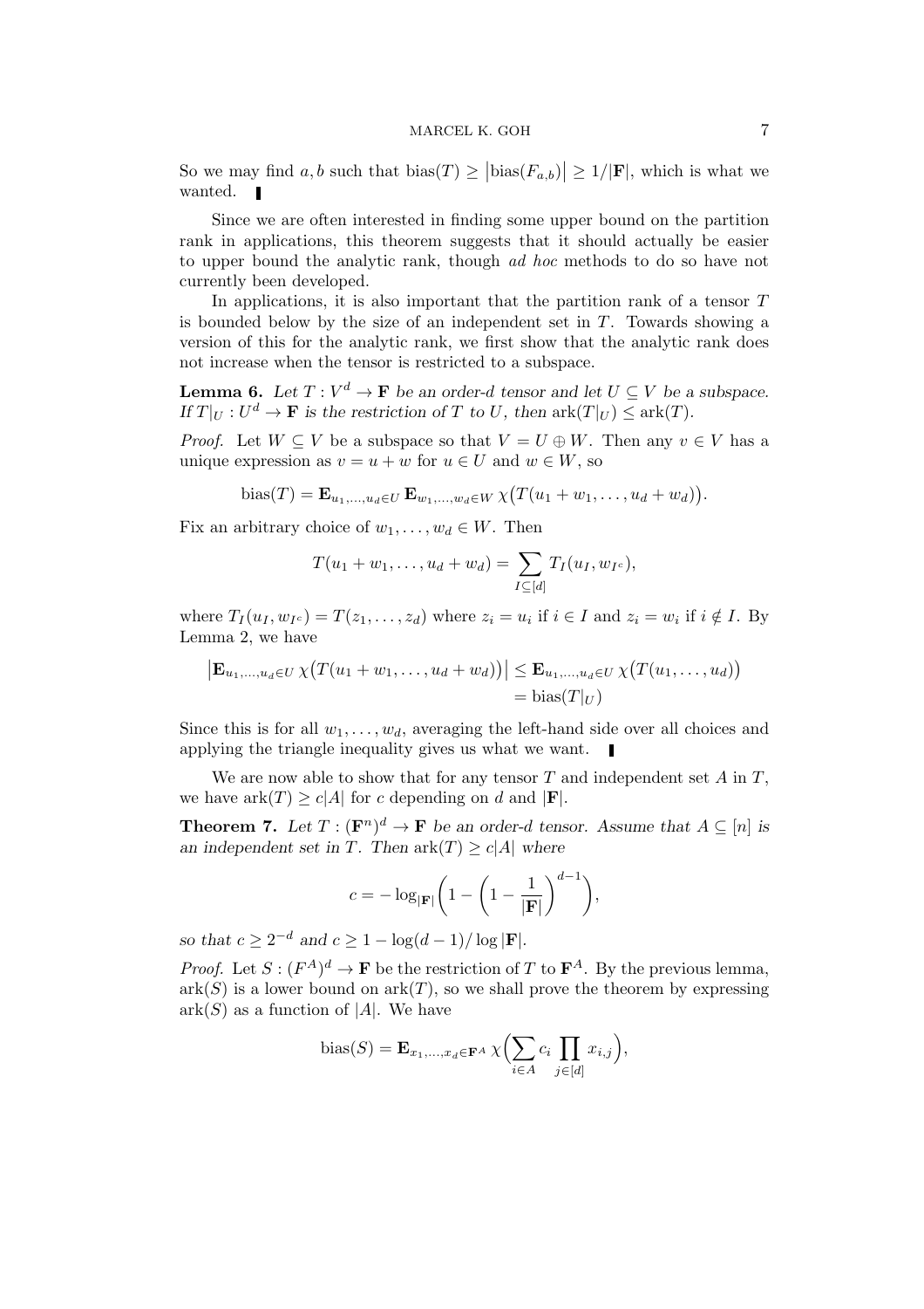So we may find $a, b$ such that $\text{bias}(T) \geq \left|\text{bias}(F_{a,b})\right| \geq 1/|\mathbf{F}|$, which is what we wanted. ∎

Since we are often interested in finding some upper bound on the partition rank in applications, this theorem suggests that it should actually be easier to upper bound the analytic rank, though *ad hoc* methods to do so have not currently been developed.

In applications, it is also important that the partition rank of a tensor $T$ is bounded below by the size of an independent set in $T$. Towards showing a version of this for the analytic rank, we first show that the analytic rank does not increase when the tensor is restricted to a subspace.

**Lemma 6.** *Let $T : V^d \to \mathbf{F}$ be an order-$d$ tensor and let $U \subseteq V$ be a subspace. If $T|_U : U^d \to \mathbf{F}$ is the restriction of $T$ to $U$, then $\text{ark}(T|_U) \leq \text{ark}(T)$.*

*Proof.* Let $W \subseteq V$ be a subspace so that $V = U \oplus W$. Then any $v \in V$ has a unique expression as $v = u + w$ for $u \in U$ and $w \in W$, so

$$\text{bias}(T) = \mathbf{E}_{u_1,\ldots,u_d \in U}\, \mathbf{E}_{w_1,\ldots,w_d \in W}\, \chi\big(T(u_1 + w_1, \ldots, u_d + w_d)\big).$$

Fix an arbitrary choice of $w_1, \ldots, w_d \in W$. Then

$$T(u_1 + w_1, \ldots, u_d + w_d) = \sum_{I \subseteq [d]} T_I(u_I, w_{I^c}),$$

where $T_I(u_I, w_{I^c}) = T(z_1, \ldots, z_d)$ where $z_i = u_i$ if $i \in I$ and $z_i = w_i$ if $i \notin I$. By Lemma 2, we have

$$\begin{aligned}\big|\mathbf{E}_{u_1,\ldots,u_d \in U}\, \chi\big(T(u_1 + w_1, \ldots, u_d + w_d)\big)\big| &\leq \mathbf{E}_{u_1,\ldots,u_d \in U}\, \chi\big(T(u_1, \ldots, u_d)\big) \\ &= \text{bias}(T|_U)\end{aligned}$$

Since this is for all $w_1, \ldots, w_d$, averaging the left-hand side over all choices and applying the triangle inequality gives us what we want. ∎

We are now able to show that for any tensor $T$ and independent set $A$ in $T$, we have $\text{ark}(T) \geq c|A|$ for $c$ depending on $d$ and $|\mathbf{F}|$.

**Theorem 7.** *Let $T : (\mathbf{F}^n)^d \to \mathbf{F}$ be an order-$d$ tensor. Assume that $A \subseteq [n]$ is an independent set in $T$. Then $\text{ark}(T) \geq c|A|$ where*

$$c = -\log_{|\mathbf{F}|}\left(1 - \left(1 - \frac{1}{|\mathbf{F}|}\right)^{d-1}\right),$$

*so that $c \geq 2^{-d}$ and $c \geq 1 - \log(d-1)/\log|\mathbf{F}|$.*

*Proof.* Let $S : (F^A)^d \to \mathbf{F}$ be the restriction of $T$ to $\mathbf{F}^A$. By the previous lemma, $\text{ark}(S)$ is a lower bound on $\text{ark}(T)$, so we shall prove the theorem by expressing $\text{ark}(S)$ as a function of $|A|$. We have

$$\text{bias}(S) = \mathbf{E}_{x_1,\ldots,x_d \in \mathbf{F}^A}\, \chi\Big(\sum_{i \in A} c_i \prod_{j \in [d]} x_{i,j}\Big),$$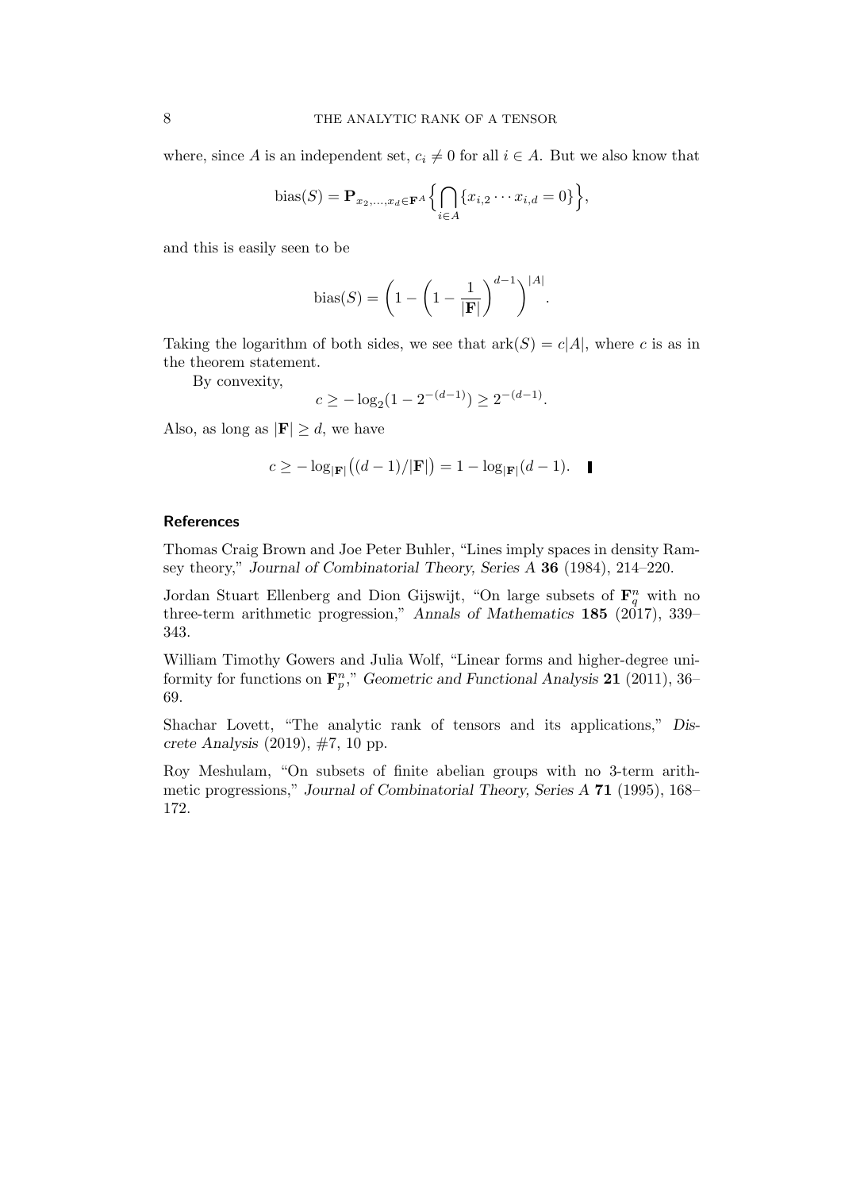where, since $A$ is an independent set, $c_i \neq 0$ for all $i \in A$. But we also know that

$$\mathrm{bias}(S) = \mathbf{P}_{x_2,\ldots,x_d \in \mathbf{F}^A}\Big\{ \bigcap_{i \in A} \{x_{i,2} \cdots x_{i,d} = 0\} \Big\},$$

and this is easily seen to be

$$\mathrm{bias}(S) = \left(1 - \left(1 - \frac{1}{|\mathbf{F}|}\right)^{d-1}\right)^{|A|}.$$

Taking the logarithm of both sides, we see that $\mathrm{ark}(S) = c|A|$, where $c$ is as in the theorem statement.

By convexity,

$$c \geq -\log_2(1 - 2^{-(d-1)}) \geq 2^{-(d-1)}.$$

Also, as long as $|\mathbf{F}| \geq d$, we have

$$c \geq -\log_{|\mathbf{F}|}\big((d-1)/|\mathbf{F}|\big) = 1 - \log_{|\mathbf{F}|}(d-1). \quad \blacksquare$$

## References

Thomas Craig Brown and Joe Peter Buhler, "Lines imply spaces in density Ramsey theory," *Journal of Combinatorial Theory, Series A* **36** (1984), 214–220.

Jordan Stuart Ellenberg and Dion Gijswijt, "On large subsets of $\mathbf{F}_q^n$ with no three-term arithmetic progression," *Annals of Mathematics* **185** (2017), 339–343.

William Timothy Gowers and Julia Wolf, "Linear forms and higher-degree uniformity for functions on $\mathbf{F}_p^n$," *Geometric and Functional Analysis* **21** (2011), 36–69.

Shachar Lovett, "The analytic rank of tensors and its applications," *Discrete Analysis* (2019), #7, 10 pp.

Roy Meshulam, "On subsets of finite abelian groups with no 3-term arithmetic progressions," *Journal of Combinatorial Theory, Series A* **71** (1995), 168–172.